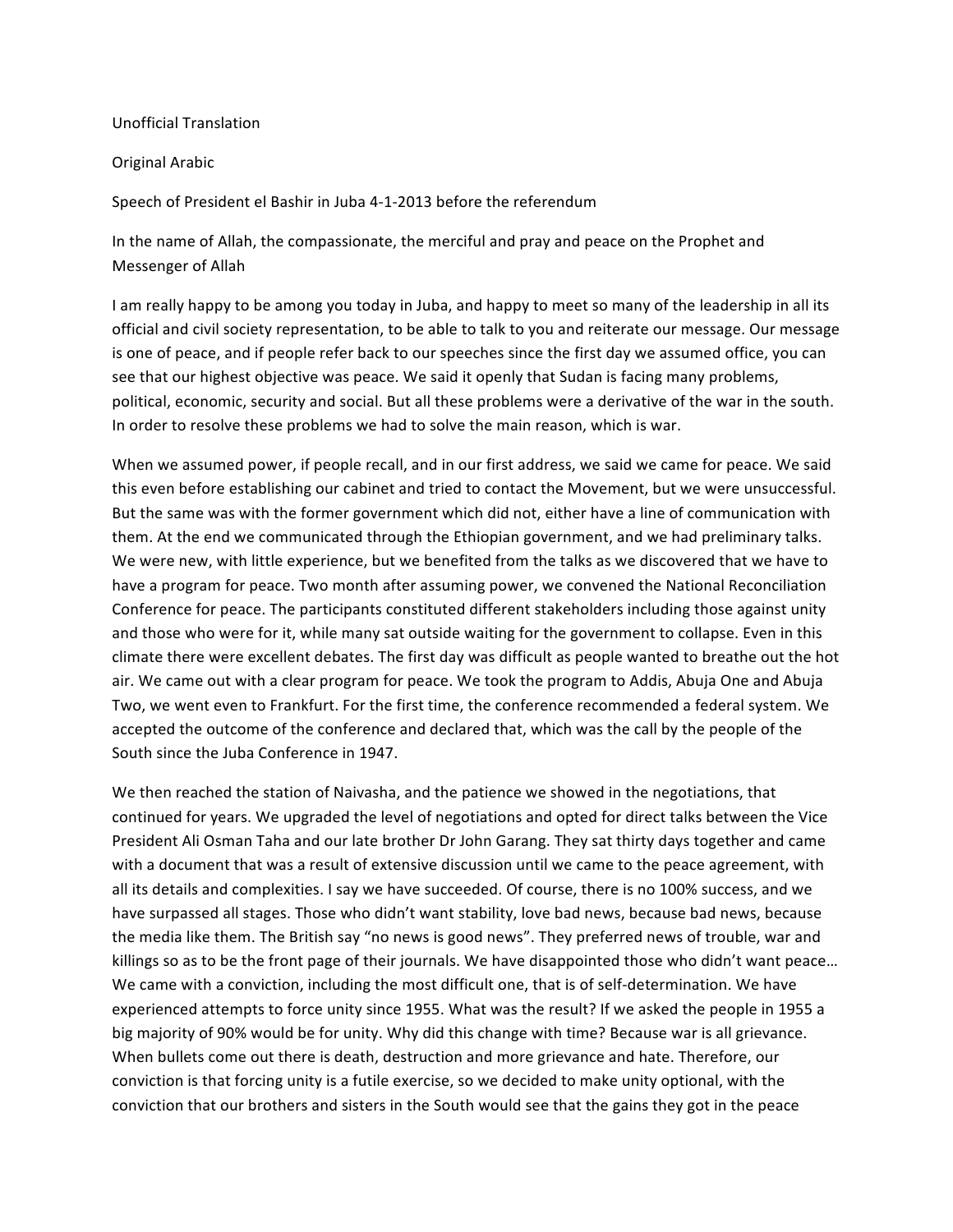Unofficial Translation

Original Arabic

Speech of President el Bashir in Juba 4-1-2013 before the referendum

In the name of Allah, the compassionate, the merciful and pray and peace on the Prophet and Messenger of Allah

I am really happy to be among you today in Juba, and happy to meet so many of the leadership in all its official and civil society representation, to be able to talk to you and reiterate our message. Our message is one of peace, and if people refer back to our speeches since the first day we assumed office, you can see that our highest objective was peace. We said it openly that Sudan is facing many problems, political, economic, security and social. But all these problems were a derivative of the war in the south. In order to resolve these problems we had to solve the main reason, which is war.

When we assumed power, if people recall, and in our first address, we said we came for peace. We said this even before establishing our cabinet and tried to contact the Movement, but we were unsuccessful. But the same was with the former government which did not, either have a line of communication with them. At the end we communicated through the Ethiopian government, and we had preliminary talks. We were new, with little experience, but we benefited from the talks as we discovered that we have to have a program for peace. Two month after assuming power, we convened the National Reconciliation Conference for peace. The participants constituted different stakeholders including those against unity and those who were for it, while many sat outside waiting for the government to collapse. Even in this climate there were excellent debates. The first day was difficult as people wanted to breathe out the hot air. We came out with a clear program for peace. We took the program to Addis, Abuja One and Abuja Two, we went even to Frankfurt. For the first time, the conference recommended a federal system. We accepted the outcome of the conference and declared that, which was the call by the people of the South since the Juba Conference in 1947.

We then reached the station of Naivasha, and the patience we showed in the negotiations, that continued for years. We upgraded the level of negotiations and opted for direct talks between the Vice President Ali Osman Taha and our late brother Dr John Garang. They sat thirty days together and came with a document that was a result of extensive discussion until we came to the peace agreement, with all its details and complexities. I say we have succeeded. Of course, there is no 100% success, and we have surpassed all stages. Those who didn't want stability, love bad news, because bad news, because the media like them. The British say "no news is good news". They preferred news of trouble, war and killings so as to be the front page of their journals. We have disappointed those who didn't want peace… We came with a conviction, including the most difficult one, that is of self-determination. We have experienced attempts to force unity since 1955. What was the result? If we asked the people in 1955 a big majority of 90% would be for unity. Why did this change with time? Because war is all grievance. When bullets come out there is death, destruction and more grievance and hate. Therefore, our conviction is that forcing unity is a futile exercise, so we decided to make unity optional, with the conviction that our brothers and sisters in the South would see that the gains they got in the peace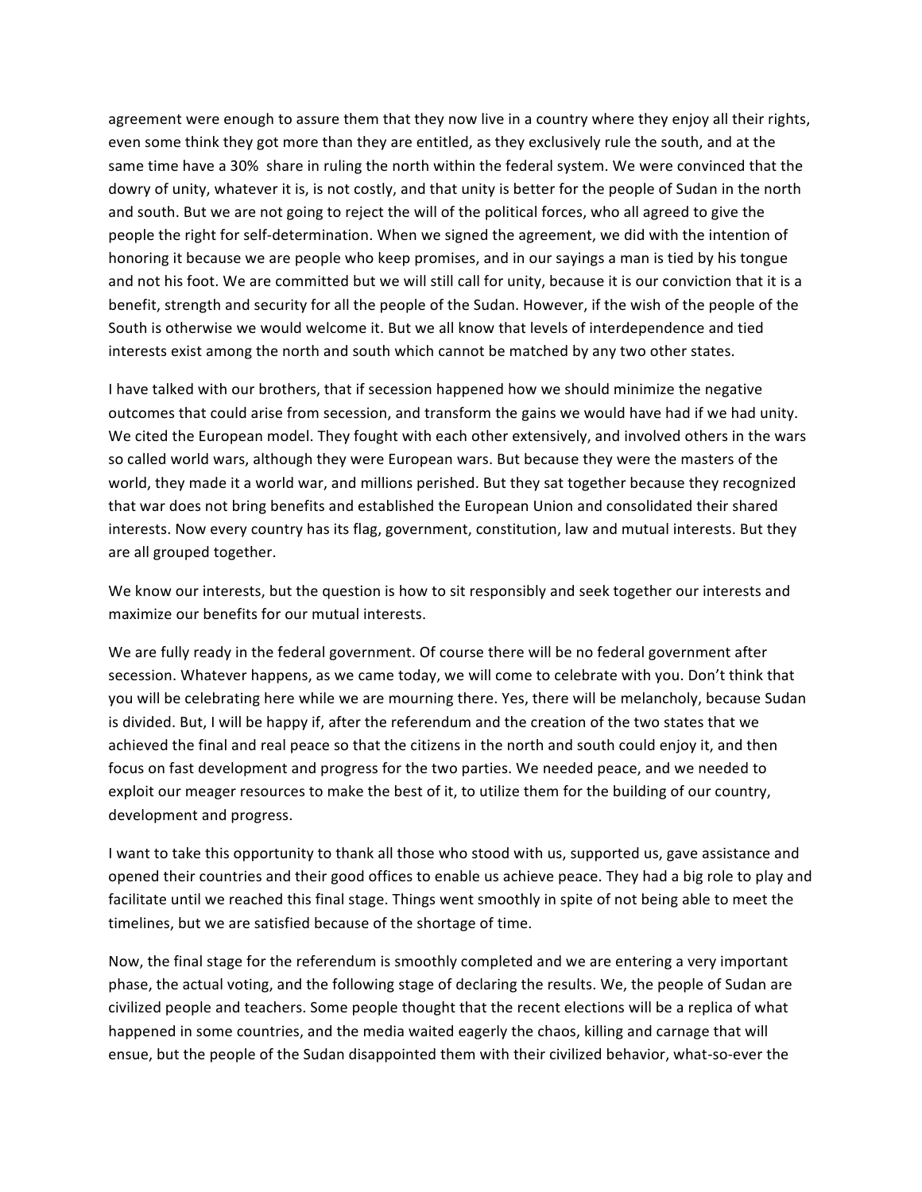agreement were enough to assure them that they now live in a country where they enjoy all their rights, even some think they got more than they are entitled, as they exclusively rule the south, and at the same time have a 30% share in ruling the north within the federal system. We were convinced that the dowry of unity, whatever it is, is not costly, and that unity is better for the people of Sudan in the north and south. But we are not going to reject the will of the political forces, who all agreed to give the people the right for self-determination. When we signed the agreement, we did with the intention of honoring it because we are people who keep promises, and in our sayings a man is tied by his tongue and not his foot. We are committed but we will still call for unity, because it is our conviction that it is a benefit, strength and security for all the people of the Sudan. However, if the wish of the people of the South is otherwise we would welcome it. But we all know that levels of interdependence and tied interests exist among the north and south which cannot be matched by any two other states.

I have talked with our brothers, that if secession happened how we should minimize the negative outcomes that could arise from secession, and transform the gains we would have had if we had unity. We cited the European model. They fought with each other extensively, and involved others in the wars so called world wars, although they were European wars. But because they were the masters of the world, they made it a world war, and millions perished. But they sat together because they recognized that war does not bring benefits and established the European Union and consolidated their shared interests. Now every country has its flag, government, constitution, law and mutual interests. But they are all grouped together.

We know our interests, but the question is how to sit responsibly and seek together our interests and maximize our benefits for our mutual interests.

We are fully ready in the federal government. Of course there will be no federal government after secession. Whatever happens, as we came today, we will come to celebrate with you. Don't think that you will be celebrating here while we are mourning there. Yes, there will be melancholy, because Sudan is divided. But, I will be happy if, after the referendum and the creation of the two states that we achieved the final and real peace so that the citizens in the north and south could enjoy it, and then focus on fast development and progress for the two parties. We needed peace, and we needed to exploit our meager resources to make the best of it, to utilize them for the building of our country, development and progress.

I want to take this opportunity to thank all those who stood with us, supported us, gave assistance and opened their countries and their good offices to enable us achieve peace. They had a big role to play and facilitate until we reached this final stage. Things went smoothly in spite of not being able to meet the timelines, but we are satisfied because of the shortage of time.

Now, the final stage for the referendum is smoothly completed and we are entering a very important phase, the actual voting, and the following stage of declaring the results. We, the people of Sudan are civilized people and teachers. Some people thought that the recent elections will be a replica of what happened in some countries, and the media waited eagerly the chaos, killing and carnage that will ensue, but the people of the Sudan disappointed them with their civilized behavior, what-so-ever the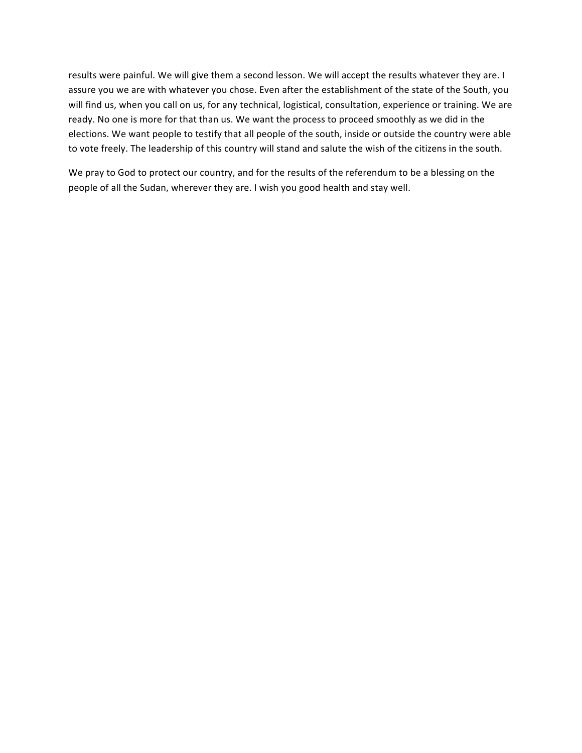results were painful. We will give them a second lesson. We will accept the results whatever they are. I assure you we are with whatever you chose. Even after the establishment of the state of the South, you will find us, when you call on us, for any technical, logistical, consultation, experience or training. We are ready. No one is more for that than us. We want the process to proceed smoothly as we did in the elections. We want people to testify that all people of the south, inside or outside the country were able to vote freely. The leadership of this country will stand and salute the wish of the citizens in the south.

We pray to God to protect our country, and for the results of the referendum to be a blessing on the people of all the Sudan, wherever they are. I wish you good health and stay well.